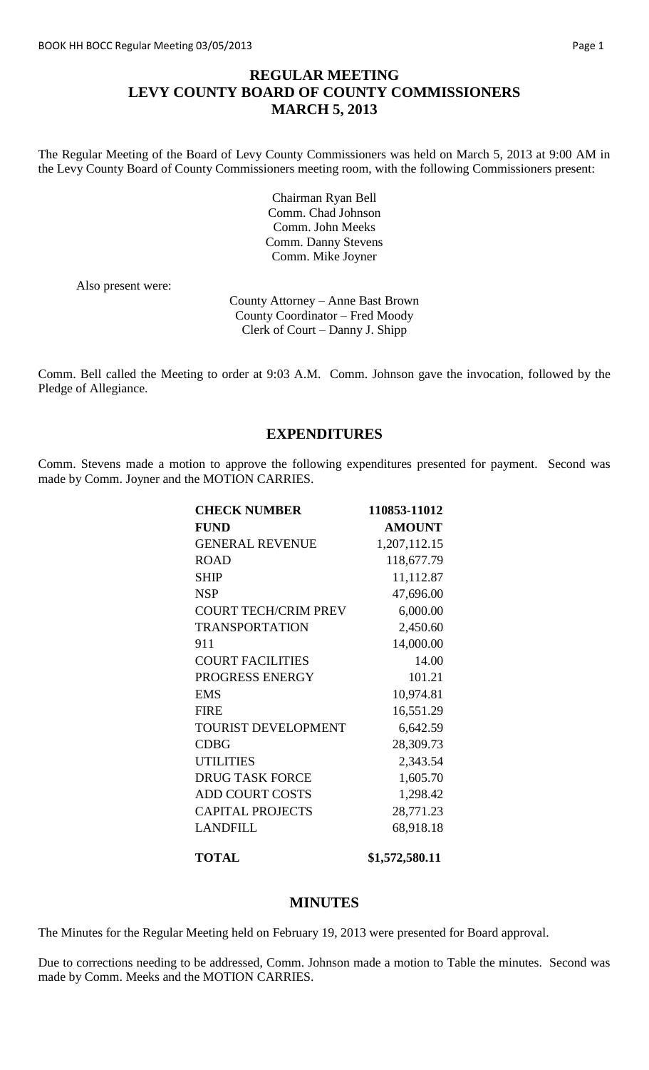# REGULAR MEETING
# LEVY COUNTY BOARD OF COUNTY COMMISSIONERS
# MARCH 5, 2013

The Regular Meeting of the Board of Levy County Commissioners was held on March 5, 2013 at 9:00 AM in the Levy County Board of County Commissioners meeting room, with the following Commissioners present:

Chairman Ryan Bell
Comm. Chad Johnson
Comm. John Meeks
Comm. Danny Stevens
Comm. Mike Joyner

Also present were:

County Attorney – Anne Bast Brown
County Coordinator – Fred Moody
Clerk of Court – Danny J. Shipp

Comm. Bell called the Meeting to order at 9:03 A.M. Comm. Johnson gave the invocation, followed by the Pledge of Allegiance.

## EXPENDITURES

Comm. Stevens made a motion to approve the following expenditures presented for payment. Second was made by Comm. Joyner and the MOTION CARRIES.

| **CHECK NUMBER** | **110853-11012** |
|---|---|
| **FUND** | **AMOUNT** |
| GENERAL REVENUE | 1,207,112.15 |
| ROAD | 118,677.79 |
| SHIP | 11,112.87 |
| NSP | 47,696.00 |
| COURT TECH/CRIM PREV | 6,000.00 |
| TRANSPORTATION | 2,450.60 |
| 911 | 14,000.00 |
| COURT FACILITIES | 14.00 |
| PROGRESS ENERGY | 101.21 |
| EMS | 10,974.81 |
| FIRE | 16,551.29 |
| TOURIST DEVELOPMENT | 6,642.59 |
| CDBG | 28,309.73 |
| UTILITIES | 2,343.54 |
| DRUG TASK FORCE | 1,605.70 |
| ADD COURT COSTS | 1,298.42 |
| CAPITAL PROJECTS | 28,771.23 |
| LANDFILL | 68,918.18 |
| **TOTAL** | **$1,572,580.11** |

## MINUTES

The Minutes for the Regular Meeting held on February 19, 2013 were presented for Board approval.

Due to corrections needing to be addressed, Comm. Johnson made a motion to Table the minutes. Second was made by Comm. Meeks and the MOTION CARRIES.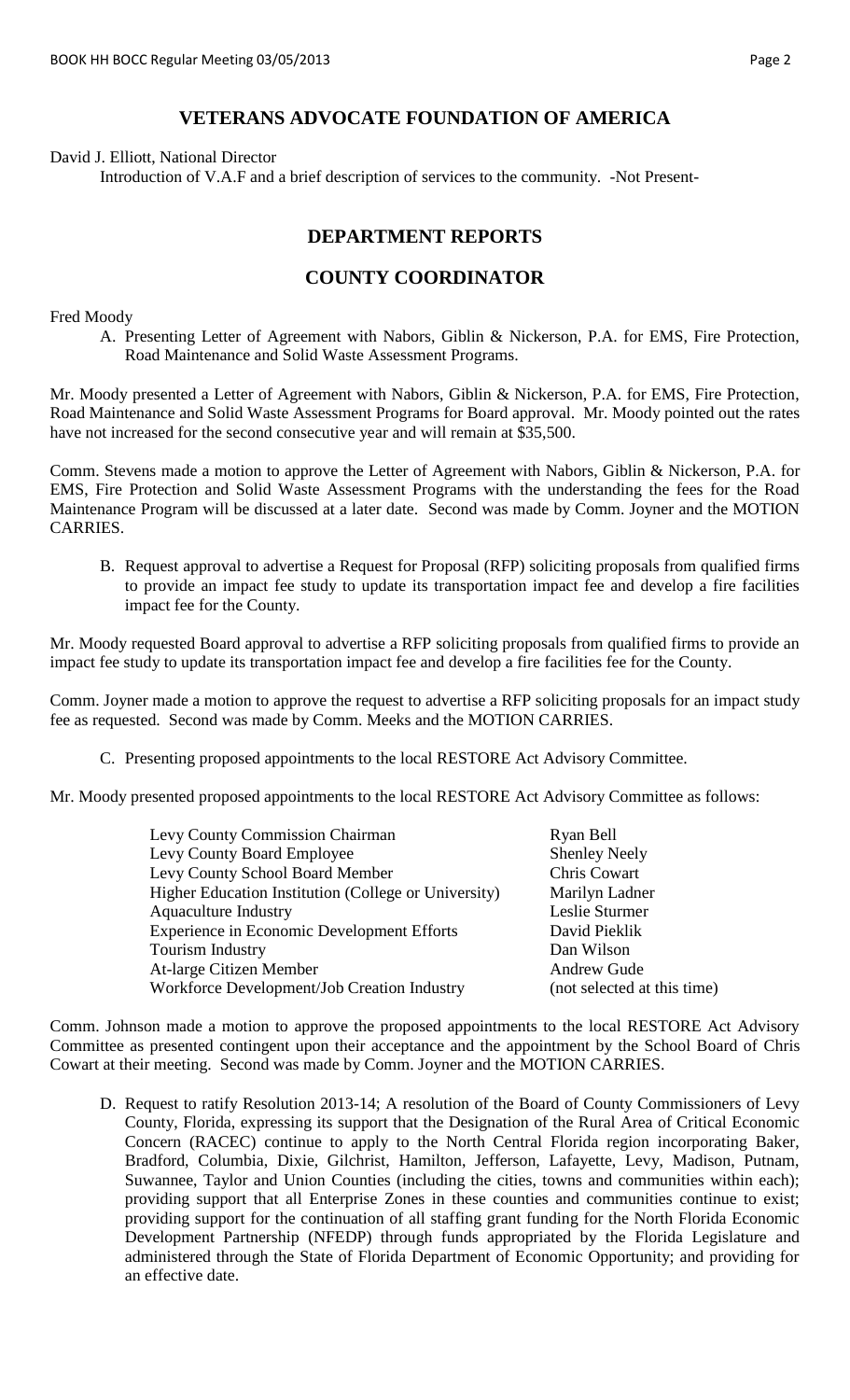## VETERANS ADVOCATE FOUNDATION OF AMERICA

David J. Elliott, National Director

Introduction of V.A.F and a brief description of services to the community. -Not Present-

## DEPARTMENT REPORTS

## COUNTY COORDINATOR

Fred Moody

A. Presenting Letter of Agreement with Nabors, Giblin & Nickerson, P.A. for EMS, Fire Protection, Road Maintenance and Solid Waste Assessment Programs.

Mr. Moody presented a Letter of Agreement with Nabors, Giblin & Nickerson, P.A. for EMS, Fire Protection, Road Maintenance and Solid Waste Assessment Programs for Board approval. Mr. Moody pointed out the rates have not increased for the second consecutive year and will remain at $35,500.

Comm. Stevens made a motion to approve the Letter of Agreement with Nabors, Giblin & Nickerson, P.A. for EMS, Fire Protection and Solid Waste Assessment Programs with the understanding the fees for the Road Maintenance Program will be discussed at a later date. Second was made by Comm. Joyner and the MOTION CARRIES.

B. Request approval to advertise a Request for Proposal (RFP) soliciting proposals from qualified firms to provide an impact fee study to update its transportation impact fee and develop a fire facilities impact fee for the County.

Mr. Moody requested Board approval to advertise a RFP soliciting proposals from qualified firms to provide an impact fee study to update its transportation impact fee and develop a fire facilities fee for the County.

Comm. Joyner made a motion to approve the request to advertise a RFP soliciting proposals for an impact study fee as requested. Second was made by Comm. Meeks and the MOTION CARRIES.

C. Presenting proposed appointments to the local RESTORE Act Advisory Committee.

Mr. Moody presented proposed appointments to the local RESTORE Act Advisory Committee as follows:

| | |
|---|---|
| Levy County Commission Chairman | Ryan Bell |
| Levy County Board Employee | Shenley Neely |
| Levy County School Board Member | Chris Cowart |
| Higher Education Institution (College or University) | Marilyn Ladner |
| Aquaculture Industry | Leslie Sturmer |
| Experience in Economic Development Efforts | David Pieklik |
| Tourism Industry | Dan Wilson |
| At-large Citizen Member | Andrew Gude |
| Workforce Development/Job Creation Industry | (not selected at this time) |

Comm. Johnson made a motion to approve the proposed appointments to the local RESTORE Act Advisory Committee as presented contingent upon their acceptance and the appointment by the School Board of Chris Cowart at their meeting. Second was made by Comm. Joyner and the MOTION CARRIES.

D. Request to ratify Resolution 2013-14; A resolution of the Board of County Commissioners of Levy County, Florida, expressing its support that the Designation of the Rural Area of Critical Economic Concern (RACEC) continue to apply to the North Central Florida region incorporating Baker, Bradford, Columbia, Dixie, Gilchrist, Hamilton, Jefferson, Lafayette, Levy, Madison, Putnam, Suwannee, Taylor and Union Counties (including the cities, towns and communities within each); providing support that all Enterprise Zones in these counties and communities continue to exist; providing support for the continuation of all staffing grant funding for the North Florida Economic Development Partnership (NFEDP) through funds appropriated by the Florida Legislature and administered through the State of Florida Department of Economic Opportunity; and providing for an effective date.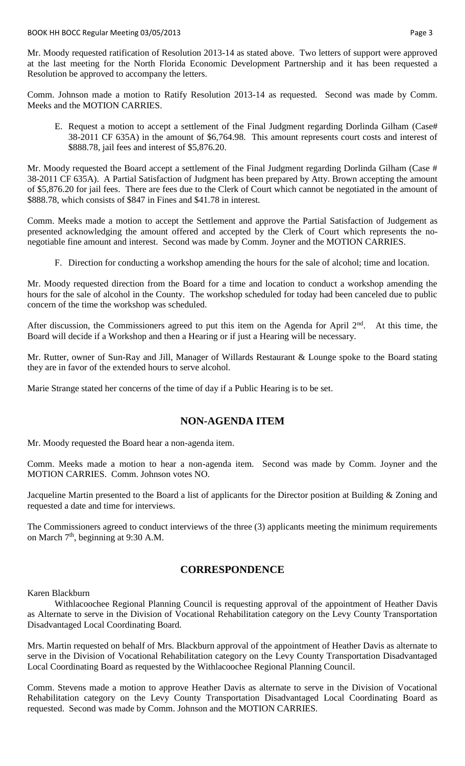Mr. Moody requested ratification of Resolution 2013-14 as stated above. Two letters of support were approved at the last meeting for the North Florida Economic Development Partnership and it has been requested a Resolution be approved to accompany the letters.

Comm. Johnson made a motion to Ratify Resolution 2013-14 as requested. Second was made by Comm. Meeks and the MOTION CARRIES.

E. Request a motion to accept a settlement of the Final Judgment regarding Dorlinda Gilham (Case# 38-2011 CF 635A) in the amount of $6,764.98. This amount represents court costs and interest of $888.78, jail fees and interest of $5,876.20.

Mr. Moody requested the Board accept a settlement of the Final Judgment regarding Dorlinda Gilham (Case # 38-2011 CF 635A). A Partial Satisfaction of Judgment has been prepared by Atty. Brown accepting the amount of $5,876.20 for jail fees. There are fees due to the Clerk of Court which cannot be negotiated in the amount of $888.78, which consists of $847 in Fines and $41.78 in interest.

Comm. Meeks made a motion to accept the Settlement and approve the Partial Satisfaction of Judgement as presented acknowledging the amount offered and accepted by the Clerk of Court which represents the nonegotiable fine amount and interest. Second was made by Comm. Joyner and the MOTION CARRIES.

F. Direction for conducting a workshop amending the hours for the sale of alcohol; time and location.

Mr. Moody requested direction from the Board for a time and location to conduct a workshop amending the hours for the sale of alcohol in the County. The workshop scheduled for today had been canceled due to public concern of the time the workshop was scheduled.

After discussion, the Commissioners agreed to put this item on the Agenda for April 2nd. At this time, the Board will decide if a Workshop and then a Hearing or if just a Hearing will be necessary.

Mr. Rutter, owner of Sun-Ray and Jill, Manager of Willards Restaurant & Lounge spoke to the Board stating they are in favor of the extended hours to serve alcohol.

Marie Strange stated her concerns of the time of day if a Public Hearing is to be set.

## NON-AGENDA ITEM

Mr. Moody requested the Board hear a non-agenda item.

Comm. Meeks made a motion to hear a non-agenda item. Second was made by Comm. Joyner and the MOTION CARRIES. Comm. Johnson votes NO.

Jacqueline Martin presented to the Board a list of applicants for the Director position at Building & Zoning and requested a date and time for interviews.

The Commissioners agreed to conduct interviews of the three (3) applicants meeting the minimum requirements on March 7th, beginning at 9:30 A.M.

## CORRESPONDENCE

Karen Blackburn

Withlacoochee Regional Planning Council is requesting approval of the appointment of Heather Davis as Alternate to serve in the Division of Vocational Rehabilitation category on the Levy County Transportation Disadvantaged Local Coordinating Board.

Mrs. Martin requested on behalf of Mrs. Blackburn approval of the appointment of Heather Davis as alternate to serve in the Division of Vocational Rehabilitation category on the Levy County Transportation Disadvantaged Local Coordinating Board as requested by the Withlacoochee Regional Planning Council.

Comm. Stevens made a motion to approve Heather Davis as alternate to serve in the Division of Vocational Rehabilitation category on the Levy County Transportation Disadvantaged Local Coordinating Board as requested. Second was made by Comm. Johnson and the MOTION CARRIES.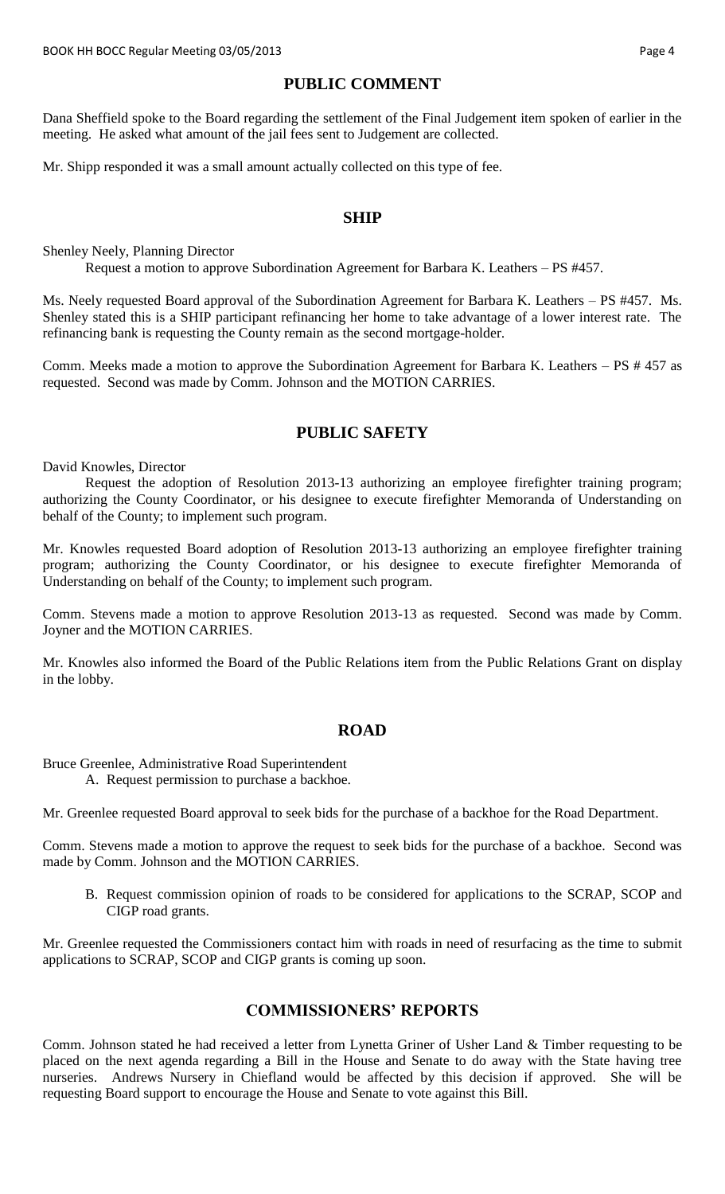## PUBLIC COMMENT

Dana Sheffield spoke to the Board regarding the settlement of the Final Judgement item spoken of earlier in the meeting. He asked what amount of the jail fees sent to Judgement are collected.

Mr. Shipp responded it was a small amount actually collected on this type of fee.

## SHIP

Shenley Neely, Planning Director

Request a motion to approve Subordination Agreement for Barbara K. Leathers – PS #457.

Ms. Neely requested Board approval of the Subordination Agreement for Barbara K. Leathers – PS #457. Ms. Shenley stated this is a SHIP participant refinancing her home to take advantage of a lower interest rate. The refinancing bank is requesting the County remain as the second mortgage-holder.

Comm. Meeks made a motion to approve the Subordination Agreement for Barbara K. Leathers – PS # 457 as requested. Second was made by Comm. Johnson and the MOTION CARRIES.

## PUBLIC SAFETY

David Knowles, Director

Request the adoption of Resolution 2013-13 authorizing an employee firefighter training program; authorizing the County Coordinator, or his designee to execute firefighter Memoranda of Understanding on behalf of the County; to implement such program.

Mr. Knowles requested Board adoption of Resolution 2013-13 authorizing an employee firefighter training program; authorizing the County Coordinator, or his designee to execute firefighter Memoranda of Understanding on behalf of the County; to implement such program.

Comm. Stevens made a motion to approve Resolution 2013-13 as requested. Second was made by Comm. Joyner and the MOTION CARRIES.

Mr. Knowles also informed the Board of the Public Relations item from the Public Relations Grant on display in the lobby.

## ROAD

Bruce Greenlee, Administrative Road Superintendent

A. Request permission to purchase a backhoe.

Mr. Greenlee requested Board approval to seek bids for the purchase of a backhoe for the Road Department.

Comm. Stevens made a motion to approve the request to seek bids for the purchase of a backhoe. Second was made by Comm. Johnson and the MOTION CARRIES.

B. Request commission opinion of roads to be considered for applications to the SCRAP, SCOP and CIGP road grants.

Mr. Greenlee requested the Commissioners contact him with roads in need of resurfacing as the time to submit applications to SCRAP, SCOP and CIGP grants is coming up soon.

## COMMISSIONERS' REPORTS

Comm. Johnson stated he had received a letter from Lynetta Griner of Usher Land & Timber requesting to be placed on the next agenda regarding a Bill in the House and Senate to do away with the State having tree nurseries. Andrews Nursery in Chiefland would be affected by this decision if approved. She will be requesting Board support to encourage the House and Senate to vote against this Bill.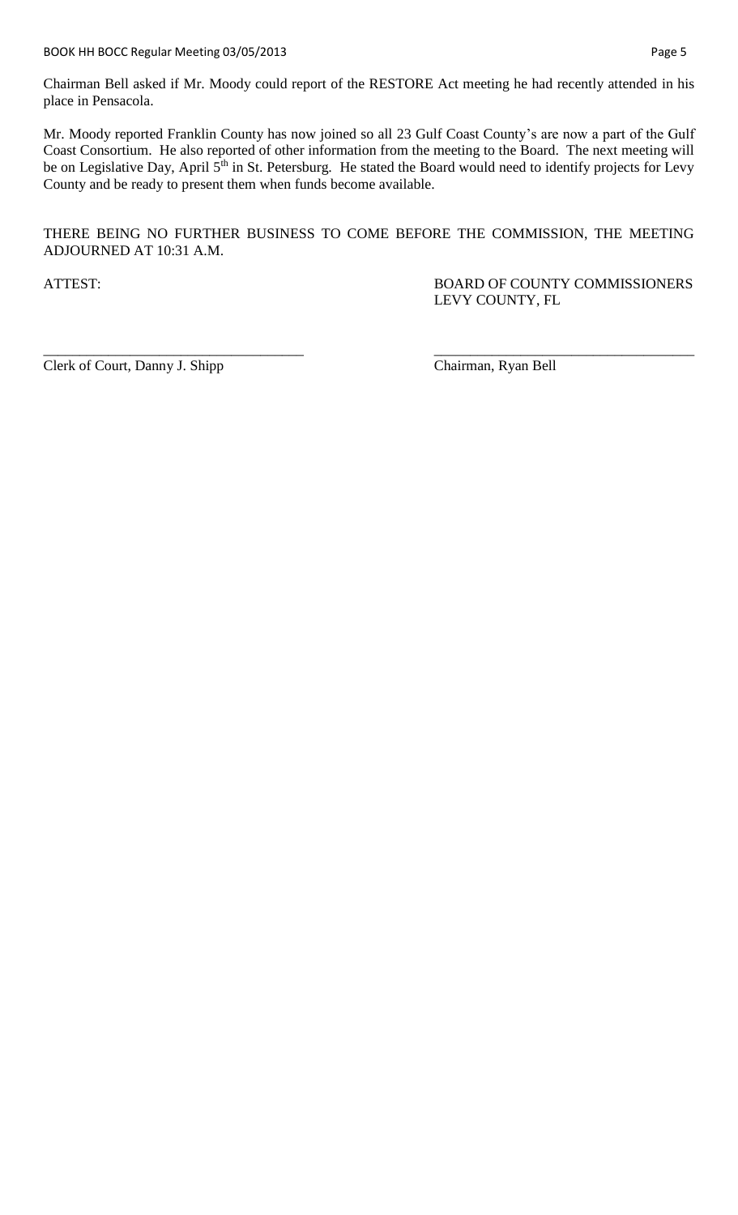Chairman Bell asked if Mr. Moody could report of the RESTORE Act meeting he had recently attended in his place in Pensacola.

Mr. Moody reported Franklin County has now joined so all 23 Gulf Coast County's are now a part of the Gulf Coast Consortium. He also reported of other information from the meeting to the Board. The next meeting will be on Legislative Day, April 5th in St. Petersburg. He stated the Board would need to identify projects for Levy County and be ready to present them when funds become available.

THERE BEING NO FURTHER BUSINESS TO COME BEFORE THE COMMISSION, THE MEETING ADJOURNED AT 10:31 A.M.

ATTEST:

BOARD OF COUNTY COMMISSIONERS
LEVY COUNTY, FL

\_\_\_\_\_\_\_\_\_\_\_\_\_\_\_\_\_\_\_\_\_\_\_\_\_\_\_\_\_\_\_\_\_\_\_\_
Clerk of Court, Danny J. Shipp

\_\_\_\_\_\_\_\_\_\_\_\_\_\_\_\_\_\_\_\_\_\_\_\_\_\_\_\_\_\_\_\_\_\_\_\_
Chairman, Ryan Bell